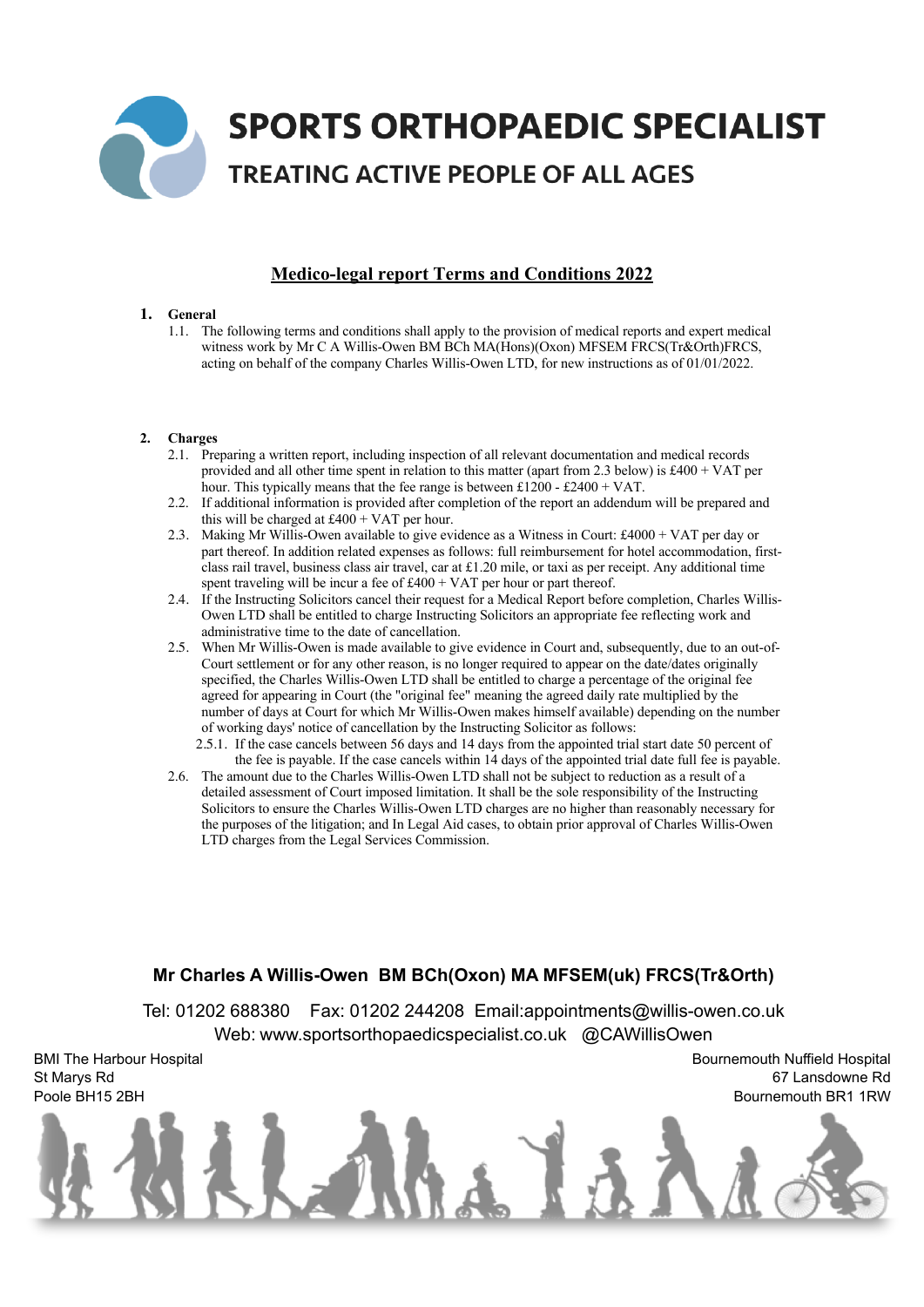# SPORTS ORTHOPAEDIC SPECIALIST

## TREATING ACTIVE PEOPLE OF ALL AGES

## Medico-legal report Terms and Conditions 2022

### 1. General

1.1. The following terms and conditions shall apply to the provision of medical reports and expert medical witness work by Mr C A Willis-Owen BM BCh MA(Hons)(Oxon) MFSEM FRCS(Tr&Orth)FRCS, acting on behalf of the company Charles Willis-Owen LTD, for new instructions as of 01/01/2022.

### 2. Charges

2.1. Preparing a written report, including inspection of all relevant documentation and medical records provided and all other time spent in relation to this matter (apart from 2.3 below) is £400 + VAT per hour. This typically means that the fee range is between £1200 - £2400 + VAT.

2.2. If additional information is provided after completion of the report an addendum will be prepared and this will be charged at £400 + VAT per hour.

2.3. Making Mr Willis-Owen available to give evidence as a Witness in Court: £4000 + VAT per day or part thereof. In addition related expenses as follows: full reimbursement for hotel accommodation, first-class rail travel, business class air travel, car at £1.20 mile, or taxi as per receipt. Any additional time spent traveling will be incur a fee of £400 + VAT per hour or part thereof.

2.4. If the Instructing Solicitors cancel their request for a Medical Report before completion, Charles Willis-Owen LTD shall be entitled to charge Instructing Solicitors an appropriate fee reflecting work and administrative time to the date of cancellation.

2.5. When Mr Willis-Owen is made available to give evidence in Court and, subsequently, due to an out-of-Court settlement or for any other reason, is no longer required to appear on the date/dates originally specified, the Charles Willis-Owen LTD shall be entitled to charge a percentage of the original fee agreed for appearing in Court (the "original fee" meaning the agreed daily rate multiplied by the number of days at Court for which Mr Willis-Owen makes himself available) depending on the number of working days' notice of cancellation by the Instructing Solicitor as follows:

2.5.1. If the case cancels between 56 days and 14 days from the appointed trial start date 50 percent of the fee is payable. If the case cancels within 14 days of the appointed trial date full fee is payable.

2.6. The amount due to the Charles Willis-Owen LTD shall not be subject to reduction as a result of a detailed assessment of Court imposed limitation. It shall be the sole responsibility of the Instructing Solicitors to ensure the Charles Willis-Owen LTD charges are no higher than reasonably necessary for the purposes of the litigation; and In Legal Aid cases, to obtain prior approval of Charles Willis-Owen LTD charges from the Legal Services Commission.

**Mr Charles A Willis-Owen BM BCh(Oxon) MA MFSEM(uk) FRCS(Tr&Orth)**

Tel: 01202 688380 Fax: 01202 244208 Email:appointments@willis-owen.co.uk
Web: www.sportsorthopaedicspecialist.co.uk @CAWillisOwen

BMI The Harbour Hospital
St Marys Rd
Poole BH15 2BH

Bournemouth Nuffield Hospital
67 Lansdowne Rd
Bournemouth BR1 1RW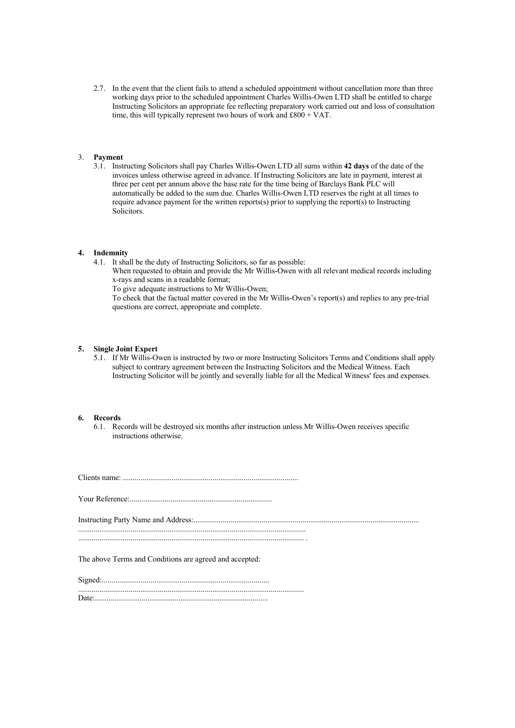2.7. In the event that the client fails to attend a scheduled appointment without cancellation more than three working days prior to the scheduled appointment Charles Willis-Owen LTD shall be entitled to charge Instructing Solicitors an appropriate fee reflecting preparatory work carried out and loss of consultation time, this will typically represent two hours of work and £800 + VAT.

3. **Payment**

3.1. Instructing Solicitors shall pay Charles Willis-Owen LTD all sums within **42 days** of the date of the invoices unless otherwise agreed in advance. If Instructing Solicitors are late in payment, interest at three per cent per annum above the base rate for the time being of Barclays Bank PLC will automatically be added to the sum due. Charles Willis-Owen LTD reserves the right at all times to require advance payment for the written reports(s) prior to supplying the report(s) to Instructing Solicitors.

**4. Indemnity**

4.1. It shall be the duty of Instructing Solicitors, so far as possible:
When requested to obtain and provide the Mr Willis-Owen with all relevant medical records including x-rays and scans in a readable format;
To give adequate instructions to Mr Willis-Owen;
To check that the factual matter covered in the Mr Willis-Owen's report(s) and replies to any pre-trial questions are correct, appropriate and complete.

**5. Single Joint Expert**

5.1. If Mr Willis-Owen is instructed by two or more Instructing Solicitors Terms and Conditions shall apply subject to contrary agreement between the Instructing Solicitors and the Medical Witness. Each Instructing Solicitor will be jointly and severally liable for all the Medical Witness' fees and expenses.

**6. Records**

6.1. Records will be destroyed six months after instruction unless Mr Willis-Owen receives specific instructions otherwise.

Clients name: ..........................................................................................

Your Reference:.........................................................................

Instructing Party Name and Address:..................................................................................................................
....................................................................................................................
.................................................................................................................... .

The above Terms and Conditions are agreed and accepted:

Signed:......................................................................................
....................................................................................................................
Date:.........................................................................................